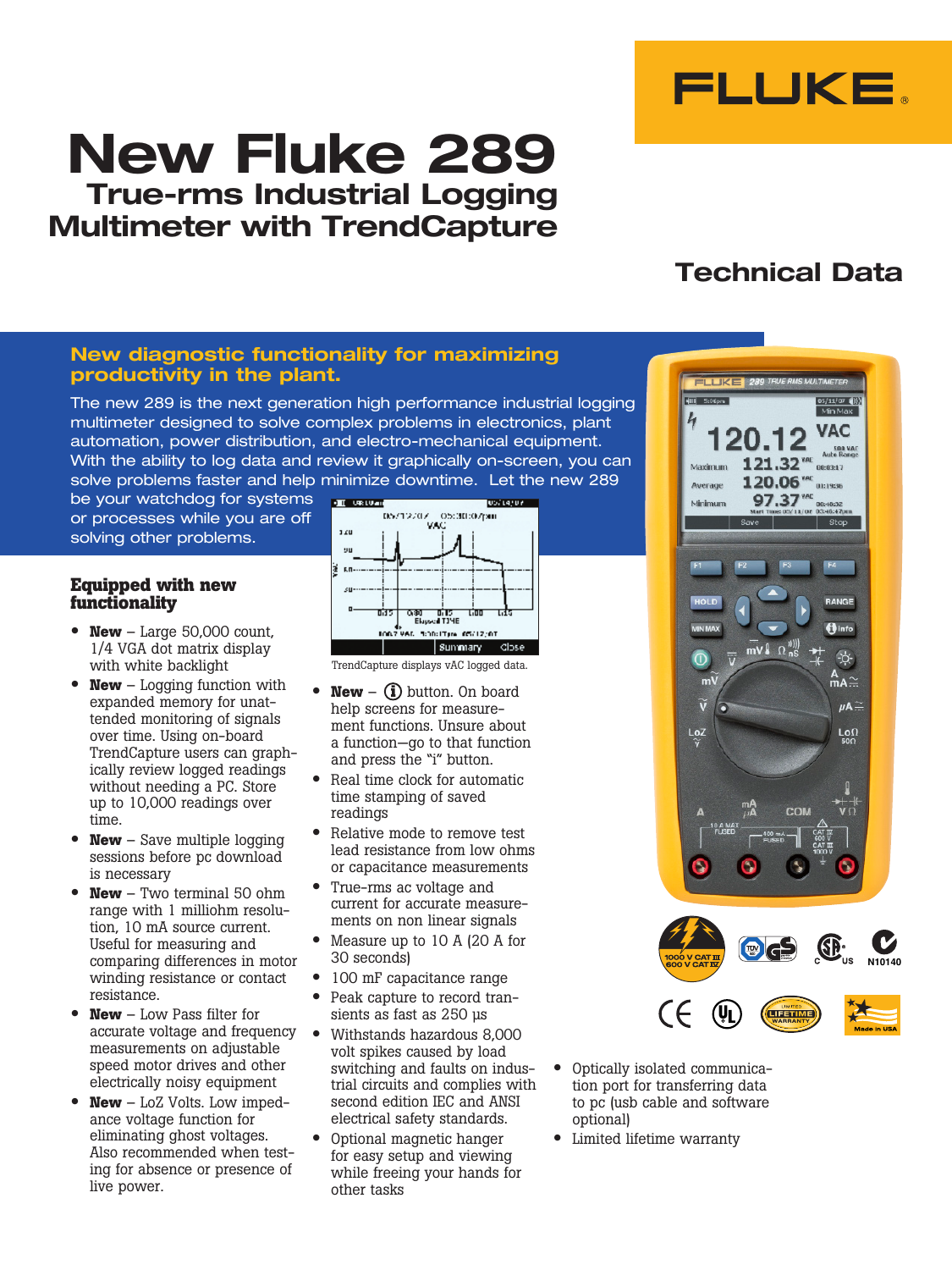# New Fluke 289

## True-rms Industrial Logging Multimeter with TrendCapture

## Technical Data

### New diagnostic functionality for maximizing productivity in the plant.

The new 289 is the next generation high performance industrial logging multimeter designed to solve complex problems in electronics, plant automation, power distribution, and electro-mechanical equipment. With the ability to log data and review it graphically on-screen, you can solve problems faster and help minimize downtime. Let the new 289 be your watchdog for systems or processes while you are off solving other problems.

TrendCapture displays vAC logged data.

### Equipped with new functionality

- **New** – Large 50,000 count, 1/4 VGA dot matrix display with white backlight
- **New** – Logging function with expanded memory for unattended monitoring of signals over time. Using on-board TrendCapture users can graphically review logged readings without needing a PC. Store up to 10,000 readings over time.
- **New** – Save multiple logging sessions before pc download is necessary
- **New** – Two terminal 50 ohm range with 1 milliohm resolution, 10 mA source current. Useful for measuring and comparing differences in motor winding resistance or contact resistance.
- **New** – Low Pass filter for accurate voltage and frequency measurements on adjustable speed motor drives and other electrically noisy equipment
- **New** – LoZ Volts. Low impedance voltage function for eliminating ghost voltages. Also recommended when testing for absence or presence of live power.
- **New** – ⓘ button. On board help screens for measurement functions. Unsure about a function—go to that function and press the "i" button.
- Real time clock for automatic time stamping of saved readings
- Relative mode to remove test lead resistance from low ohms or capacitance measurements
- True-rms ac voltage and current for accurate measurements on non linear signals
- Measure up to 10 A (20 A for 30 seconds)
- 100 mF capacitance range
- Peak capture to record transients as fast as 250 µs
- Withstands hazardous 8,000 volt spikes caused by load switching and faults on industrial circuits and complies with second edition IEC and ANSI electrical safety standards.
- Optional magnetic hanger for easy setup and viewing while freeing your hands for other tasks
- Optically isolated communication port for transferring data to pc (usb cable and software optional)
- Limited lifetime warranty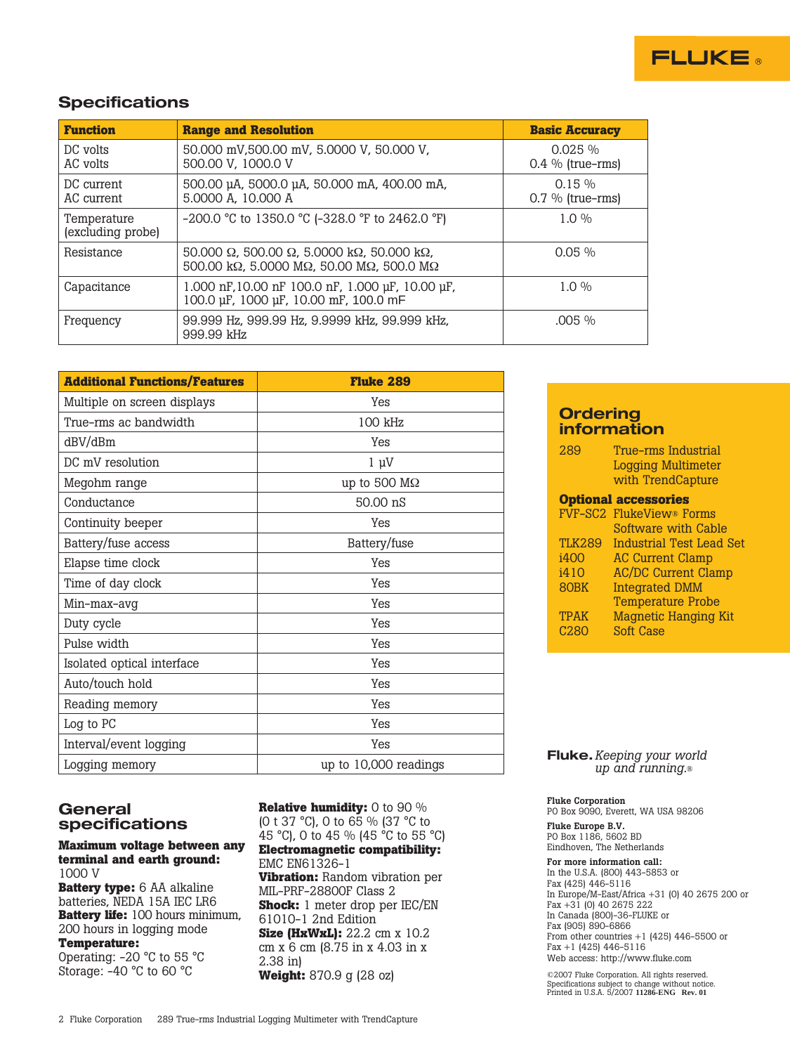## Specifications

| Function | Range and Resolution | Basic Accuracy |
|---|---|---|
| DC volts<br>AC volts | 50.000 mV,500.00 mV, 5.0000 V, 50.000 V, 500.00 V, 1000.0 V | 0.025 %<br>0.4 % (true-rms) |
| DC current<br>AC current | 500.00 µA, 5000.0 µA, 50.000 mA, 400.00 mA, 5.0000 A, 10.000 A | 0.15 %<br>0.7 % (true-rms) |
| Temperature (excluding probe) | -200.0 °C to 1350.0 °C (-328.0 °F to 2462.0 °F) | 1.0 % |
| Resistance | 50.000 Ω, 500.00 Ω, 5.0000 kΩ, 50.000 kΩ, 500.00 kΩ, 5.0000 MΩ, 50.00 MΩ, 500.0 MΩ | 0.05 % |
| Capacitance | 1.000 nF,10.00 nF 100.0 nF, 1.000 µF, 10.00 µF, 100.0 µF, 1000 µF, 10.00 mF, 100.0 mF | 1.0 % |
| Frequency | 99.999 Hz, 999.99 Hz, 9.9999 kHz, 99.999 kHz, 999.99 kHz | .005 % |

| Additional Functions/Features | Fluke 289 |
|---|---|
| Multiple on screen displays | Yes |
| True-rms ac bandwidth | 100 kHz |
| dBV/dBm | Yes |
| DC mV resolution | 1 µV |
| Megohm range | up to 500 MΩ |
| Conductance | 50.00 nS |
| Continuity beeper | Yes |
| Battery/fuse access | Battery/fuse |
| Elapse time clock | Yes |
| Time of day clock | Yes |
| Min-max-avg | Yes |
| Duty cycle | Yes |
| Pulse width | Yes |
| Isolated optical interface | Yes |
| Auto/touch hold | Yes |
| Reading memory | Yes |
| Log to PC | Yes |
| Interval/event logging | Yes |
| Logging memory | up to 10,000 readings |

## General specifications

**Maximum voltage between any terminal and earth ground:** 1000 V
**Battery type:** 6 AA alkaline batteries, NEDA 15A IEC LR6
**Battery life:** 100 hours minimum, 200 hours in logging mode
**Temperature:**
Operating: -20 °C to 55 °C
Storage: -40 °C to 60 °C
**Relative humidity:** 0 to 90 % (0 t 37 °C), 0 to 65 % (37 °C to 45 °C), 0 to 45 % (45 °C to 55 °C)
**Electromagnetic compatibility:** EMC EN61326-1
**Vibration:** Random vibration per MIL-PRF-28800F Class 2
**Shock:** 1 meter drop per IEC/EN 61010-1 2nd Edition
**Size (HxWxL):** 22.2 cm x 10.2 cm x 6 cm (8.75 in x 4.03 in x 2.38 in)
**Weight:** 870.9 g (28 oz)

## Ordering information

289 True-rms Industrial Logging Multimeter with TrendCapture

**Optional accessories**

- FVF-SC2 FlukeView® Forms Software with Cable
- TLK289 Industrial Test Lead Set
- i400 AC Current Clamp
- i410 AC/DC Current Clamp
- 80BK Integrated DMM Temperature Probe
- TPAK Magnetic Hanging Kit
- C280 Soft Case

**Fluke.** *Keeping your world up and running.®*

**Fluke Corporation**
PO Box 9090, Everett, WA USA 98206

**Fluke Europe B.V.**
PO Box 1186, 5602 BD
Eindhoven, The Netherlands

**For more information call:**
In the U.S.A. (800) 443-5853 or
Fax (425) 446-5116
In Europe/M-East/Africa +31 (0) 40 2675 200 or
Fax +31 (0) 40 2675 222
In Canada (800)-36-FLUKE or
Fax (905) 890-6866
From other countries +1 (425) 446-5500 or
Fax +1 (425) 446-5116
Web access: http://www.fluke.com

©2007 Fluke Corporation. All rights reserved.
Specifications subject to change without notice.
Printed in U.S.A. 5/2007 **11286-ENG Rev. 01**